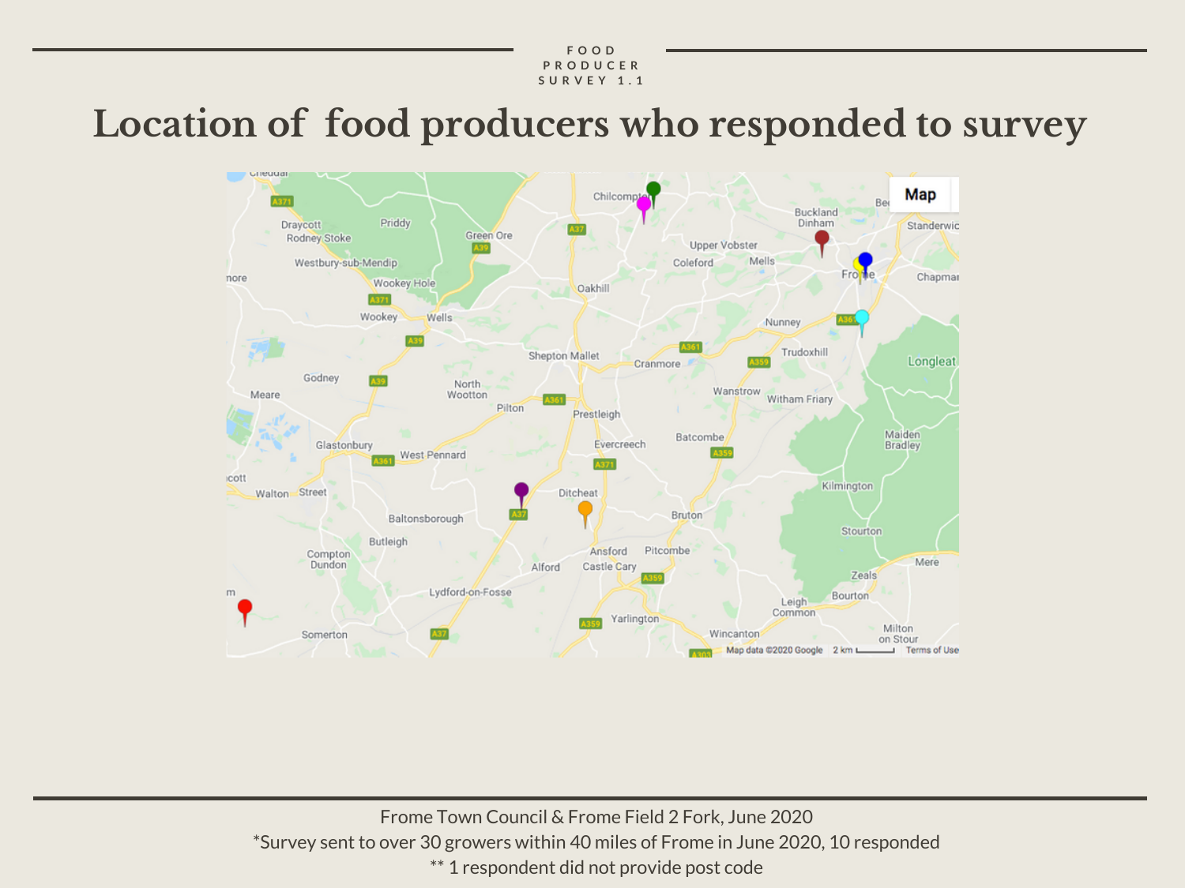FOOD PRODUCER SURVEY 1.1

# Location of food producers who responded to survey

Frome Town Council & Frome Field 2 Fork, June 2020

*Survey sent to over 30 growers within 40 miles of Frome in June 2020, 10 responded

** 1 respondent did not provide post code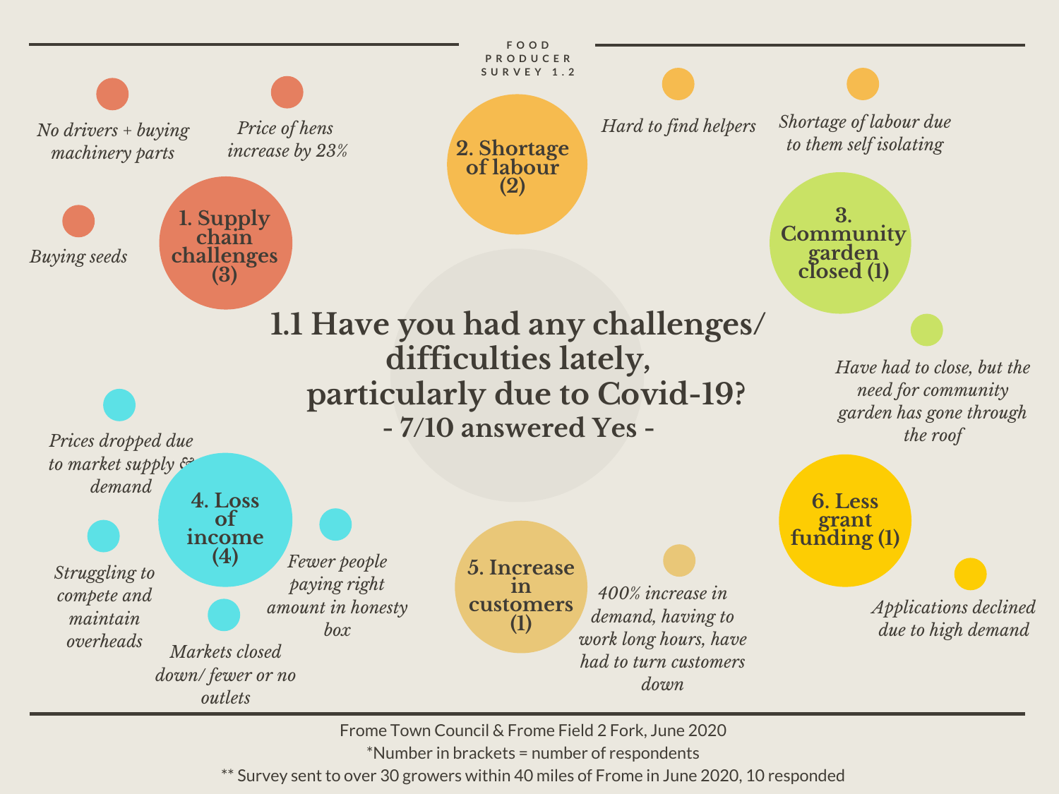FOOD PRODUCER SURVEY 1.2

# 1.1 Have you had any challenges/ difficulties lately, particularly due to Covid-19?

**- 7/10 answered Yes -**

## 1. Supply chain challenges (3)

- *No drivers + buying machinery parts*
- *Price of hens increase by 23%*
- *Buying seeds*

## 2. Shortage of labour (2)

- *Hard to find helpers*
- *Shortage of labour due to them self isolating*

## 3. Community garden closed (1)

- *Have had to close, but the need for community garden has gone through the roof*

## 4. Loss of income (4)

- *Prices dropped due to market supply & demand*
- *Struggling to compete and maintain overheads*
- *Markets closed down/ fewer or no outlets*
- *Fewer people paying right amount in honesty box*

## 5. Increase in customers (1)

- *400% increase in demand, having to work long hours, have had to turn customers down*

## 6. Less grant funding (1)

- *Applications declined due to high demand*

Frome Town Council & Frome Field 2 Fork, June 2020

*Number in brackets = number of respondents

** Survey sent to over 30 growers within 40 miles of Frome in June 2020, 10 responded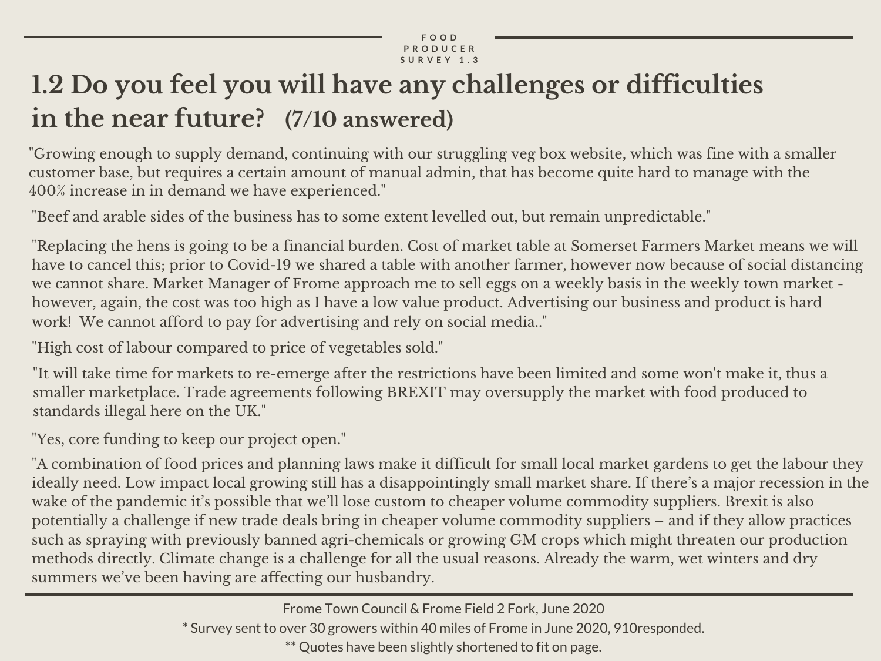FOOD PRODUCER SURVEY 1.3

# 1.2 Do you feel you will have any challenges or difficulties in the near future? (7/10 answered)

"Growing enough to supply demand, continuing with our struggling veg box website, which was fine with a smaller customer base, but requires a certain amount of manual admin, that has become quite hard to manage with the 400% increase in in demand we have experienced."

"Beef and arable sides of the business has to some extent levelled out, but remain unpredictable."

"Replacing the hens is going to be a financial burden. Cost of market table at Somerset Farmers Market means we will have to cancel this; prior to Covid-19 we shared a table with another farmer, however now because of social distancing we cannot share. Market Manager of Frome approach me to sell eggs on a weekly basis in the weekly town market - however, again, the cost was too high as I have a low value product. Advertising our business and product is hard work! We cannot afford to pay for advertising and rely on social media.."

"High cost of labour compared to price of vegetables sold."

"It will take time for markets to re-emerge after the restrictions have been limited and some won't make it, thus a smaller marketplace. Trade agreements following BREXIT may oversupply the market with food produced to standards illegal here on the UK."

"Yes, core funding to keep our project open."

"A combination of food prices and planning laws make it difficult for small local market gardens to get the labour they ideally need. Low impact local growing still has a disappointingly small market share. If there's a major recession in the wake of the pandemic it's possible that we'll lose custom to cheaper volume commodity suppliers. Brexit is also potentially a challenge if new trade deals bring in cheaper volume commodity suppliers – and if they allow practices such as spraying with previously banned agri-chemicals or growing GM crops which might threaten our production methods directly. Climate change is a challenge for all the usual reasons. Already the warm, wet winters and dry summers we've been having are affecting our husbandry.

Frome Town Council & Frome Field 2 Fork, June 2020

* Survey sent to over 30 growers within 40 miles of Frome in June 2020, 910responded.

** Quotes have been slightly shortened to fit on page.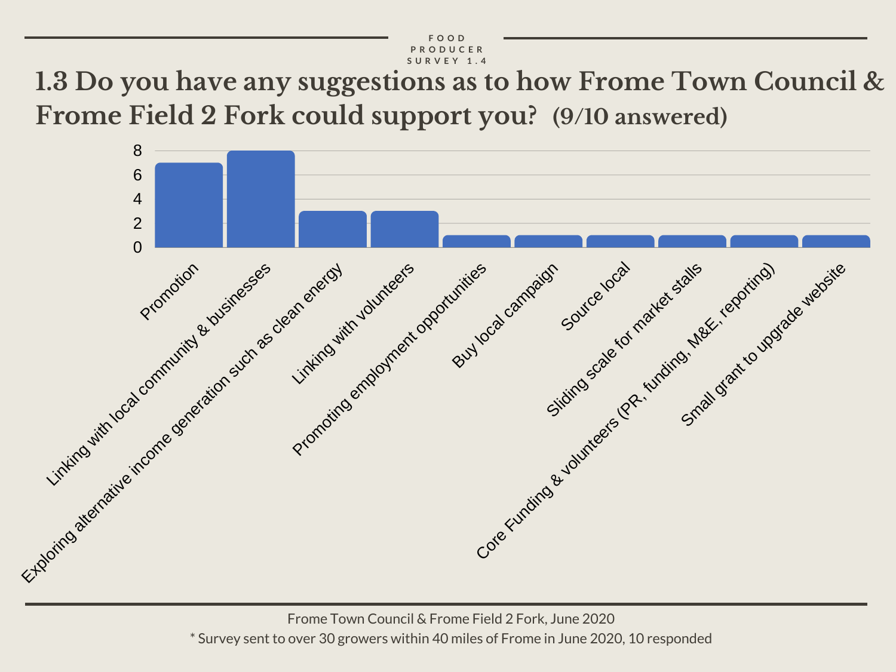FOOD PRODUCER SURVEY 1.4

# 1.3 Do you have any suggestions as to how Frome Town Council & Frome Field 2 Fork could support you? (9/10 answered)

| Suggestion | Count |
|---|---|
| Promotion | 7 |
| Linking with local community & businesses | 8 |
| Exploring alternative income generation such as clean energy | 3 |
| Linking with volunteers | 3 |
| Promoting employment opportunities | 1 |
| Buy local campaign | 1 |
| Source local | 1 |
| Sliding scale for market stalls | 1 |
| Core Funding & volunteers (PR, funding, M&E, reporting) | 1 |
| Small grant to upgrade website | 1 |

Frome Town Council & Frome Field 2 Fork, June 2020

* Survey sent to over 30 growers within 40 miles of Frome in June 2020, 10 responded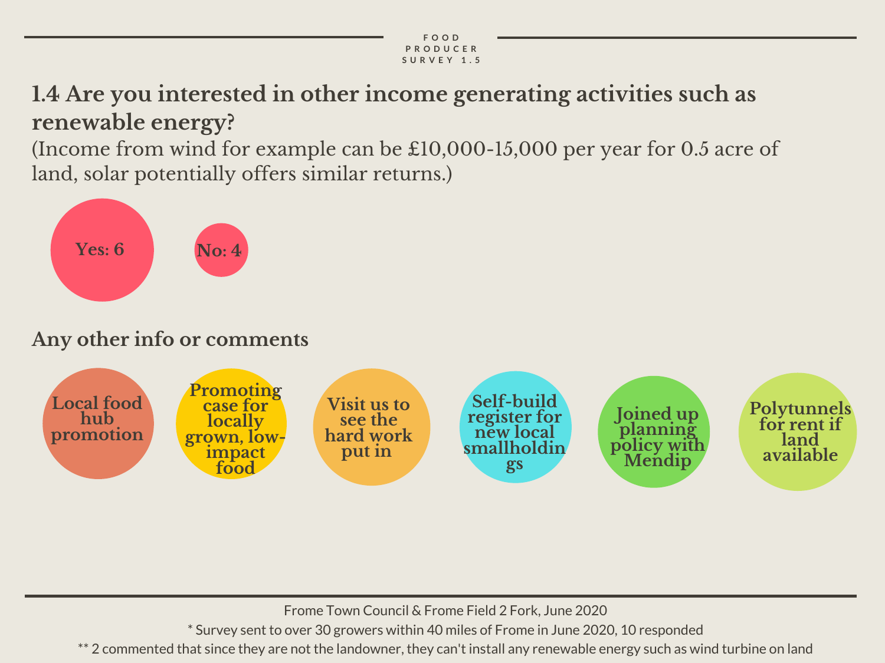FOOD PRODUCER SURVEY 1.5

## 1.4 Are you interested in other income generating activities such as renewable energy?

(Income from wind for example can be £10,000-15,000 per year for 0.5 acre of land, solar potentially offers similar returns.)

**Yes: 6**

**No: 4**

## Any other info or comments

- Local food hub promotion
- Promoting case for locally grown, low-impact food
- Visit us to see the hard work put in
- Self-build register for new local smallholdings
- Joined up planning policy with Mendip
- Polytunnels for rent if land available

Frome Town Council & Frome Field 2 Fork, June 2020

* Survey sent to over 30 growers within 40 miles of Frome in June 2020, 10 responded

** 2 commented that since they are not the landowner, they can't install any renewable energy such as wind turbine on land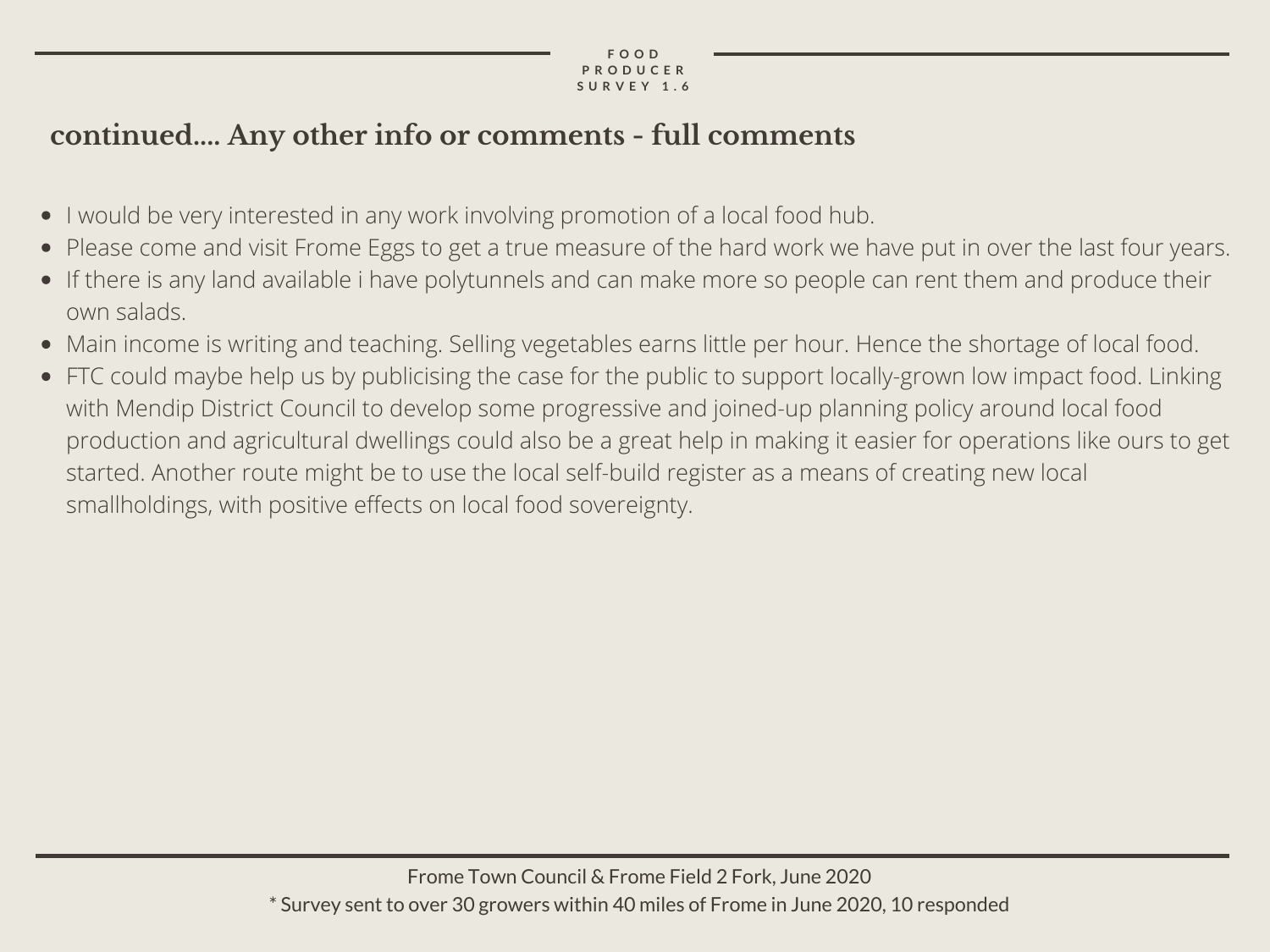## continued.... Any other info or comments - full comments

- I would be very interested in any work involving promotion of a local food hub.
- Please come and visit Frome Eggs to get a true measure of the hard work we have put in over the last four years.
- If there is any land available i have polytunnels and can make more so people can rent them and produce their own salads.
- Main income is writing and teaching. Selling vegetables earns little per hour. Hence the shortage of local food.
- FTC could maybe help us by publicising the case for the public to support locally-grown low impact food. Linking with Mendip District Council to develop some progressive and joined-up planning policy around local food production and agricultural dwellings could also be a great help in making it easier for operations like ours to get started. Another route might be to use the local self-build register as a means of creating new local smallholdings, with positive effects on local food sovereignty.

Frome Town Council & Frome Field 2 Fork, June 2020

* Survey sent to over 30 growers within 40 miles of Frome in June 2020, 10 responded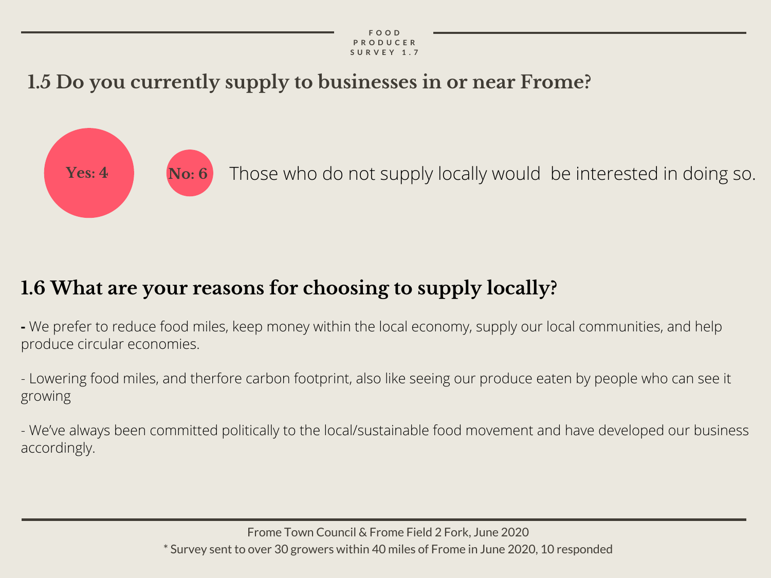FOOD PRODUCER SURVEY 1.7

## 1.5 Do you currently supply to businesses in or near Frome?

**Yes: 4**

**No: 6**

Those who do not supply locally would be interested in doing so.

## 1.6 What are your reasons for choosing to supply locally?

**-** We prefer to reduce food miles, keep money within the local economy, supply our local communities, and help produce circular economies.

- Lowering food miles, and therfore carbon footprint, also like seeing our produce eaten by people who can see it growing

- We've always been committed politically to the local/sustainable food movement and have developed our business accordingly.

Frome Town Council & Frome Field 2 Fork, June 2020

* Survey sent to over 30 growers within 40 miles of Frome in June 2020, 10 responded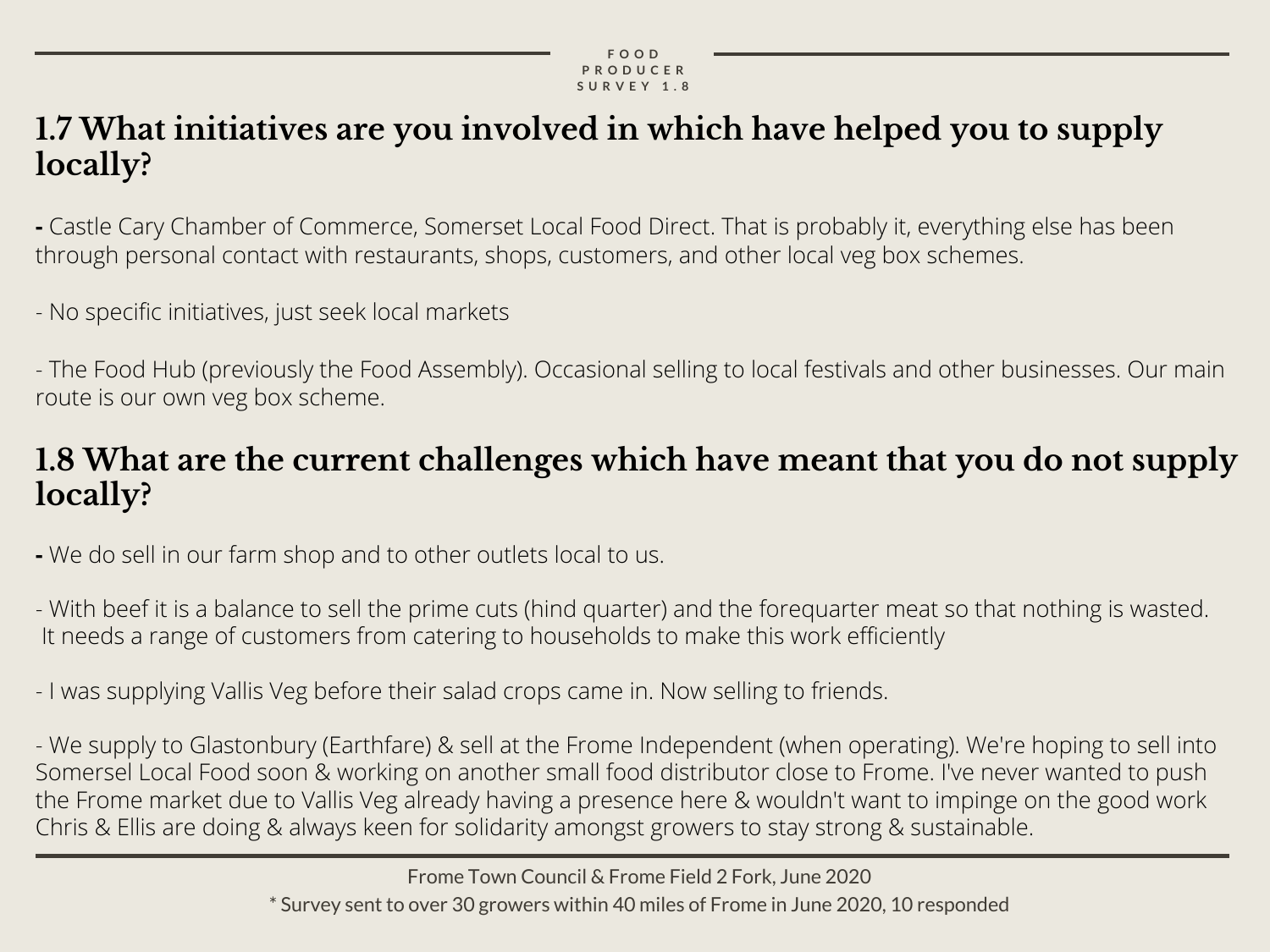## 1.7 What initiatives are you involved in which have helped you to supply locally?

**-** Castle Cary Chamber of Commerce, Somerset Local Food Direct. That is probably it, everything else has been through personal contact with restaurants, shops, customers, and other local veg box schemes.

- No specific initiatives, just seek local markets

- The Food Hub (previously the Food Assembly). Occasional selling to local festivals and other businesses. Our main route is our own veg box scheme.

## 1.8 What are the current challenges which have meant that you do not supply locally?

**-** We do sell in our farm shop and to other outlets local to us.

- With beef it is a balance to sell the prime cuts (hind quarter) and the forequarter meat so that nothing is wasted. It needs a range of customers from catering to households to make this work efficiently

- I was supplying Vallis Veg before their salad crops came in. Now selling to friends.

- We supply to Glastonbury (Earthfare) & sell at the Frome Independent (when operating). We're hoping to sell into Somersel Local Food soon & working on another small food distributor close to Frome. I've never wanted to push the Frome market due to Vallis Veg already having a presence here & wouldn't want to impinge on the good work Chris & Ellis are doing & always keen for solidarity amongst growers to stay strong & sustainable.

Frome Town Council & Frome Field 2 Fork, June 2020

* Survey sent to over 30 growers within 40 miles of Frome in June 2020, 10 responded